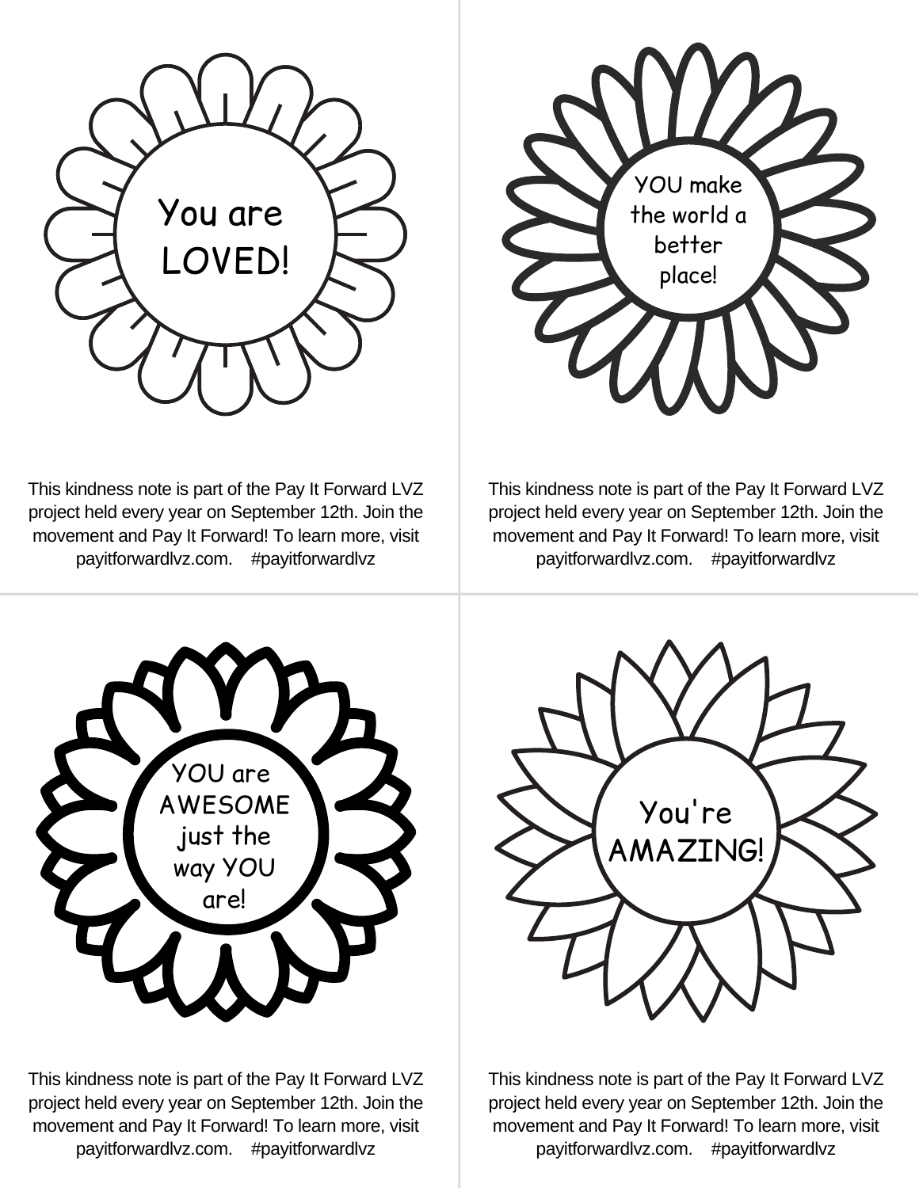You are LOVED!

This kindness note is part of the Pay It Forward LVZ project held every year on September 12th. Join the movement and Pay It Forward! To learn more, visit payitforwardlvz.com. #payitforwardlvz

YOU make the world a better place!

This kindness note is part of the Pay It Forward LVZ project held every year on September 12th. Join the movement and Pay It Forward! To learn more, visit payitforwardlvz.com. #payitforwardlvz

YOU are AWESOME just the way YOU are!

This kindness note is part of the Pay It Forward LVZ project held every year on September 12th. Join the movement and Pay It Forward! To learn more, visit payitforwardlvz.com. #payitforwardlvz

You're AMAZING!

This kindness note is part of the Pay It Forward LVZ project held every year on September 12th. Join the movement and Pay It Forward! To learn more, visit payitforwardlvz.com. #payitforwardlvz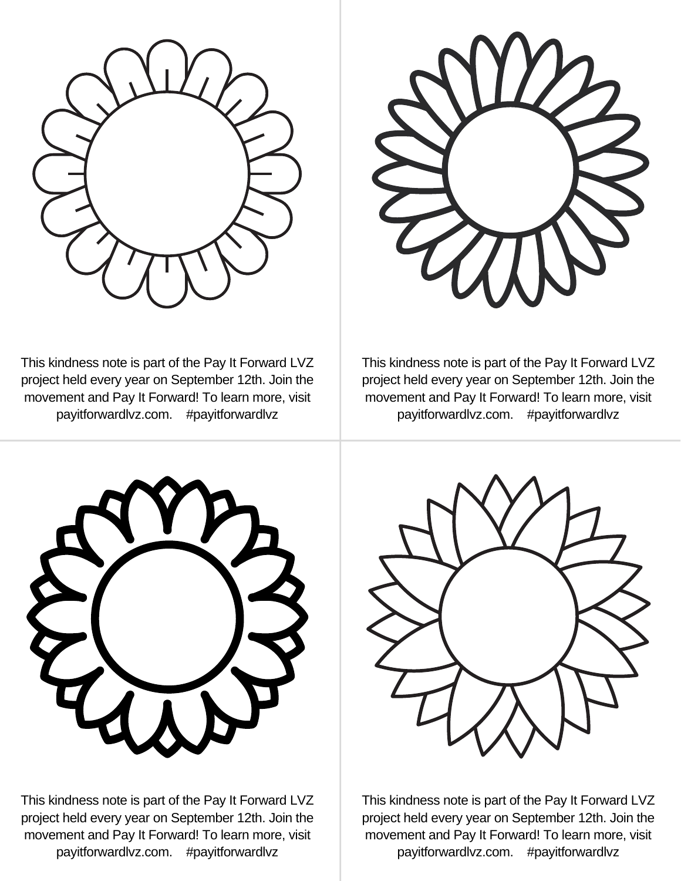This kindness note is part of the Pay It Forward LVZ project held every year on September 12th. Join the movement and Pay It Forward! To learn more, visit payitforwardlvz.com. #payitforwardlvz

This kindness note is part of the Pay It Forward LVZ project held every year on September 12th. Join the movement and Pay It Forward! To learn more, visit payitforwardlvz.com. #payitforwardlvz

This kindness note is part of the Pay It Forward LVZ project held every year on September 12th. Join the movement and Pay It Forward! To learn more, visit payitforwardlvz.com. #payitforwardlvz

This kindness note is part of the Pay It Forward LVZ project held every year on September 12th. Join the movement and Pay It Forward! To learn more, visit payitforwardlvz.com. #payitforwardlvz